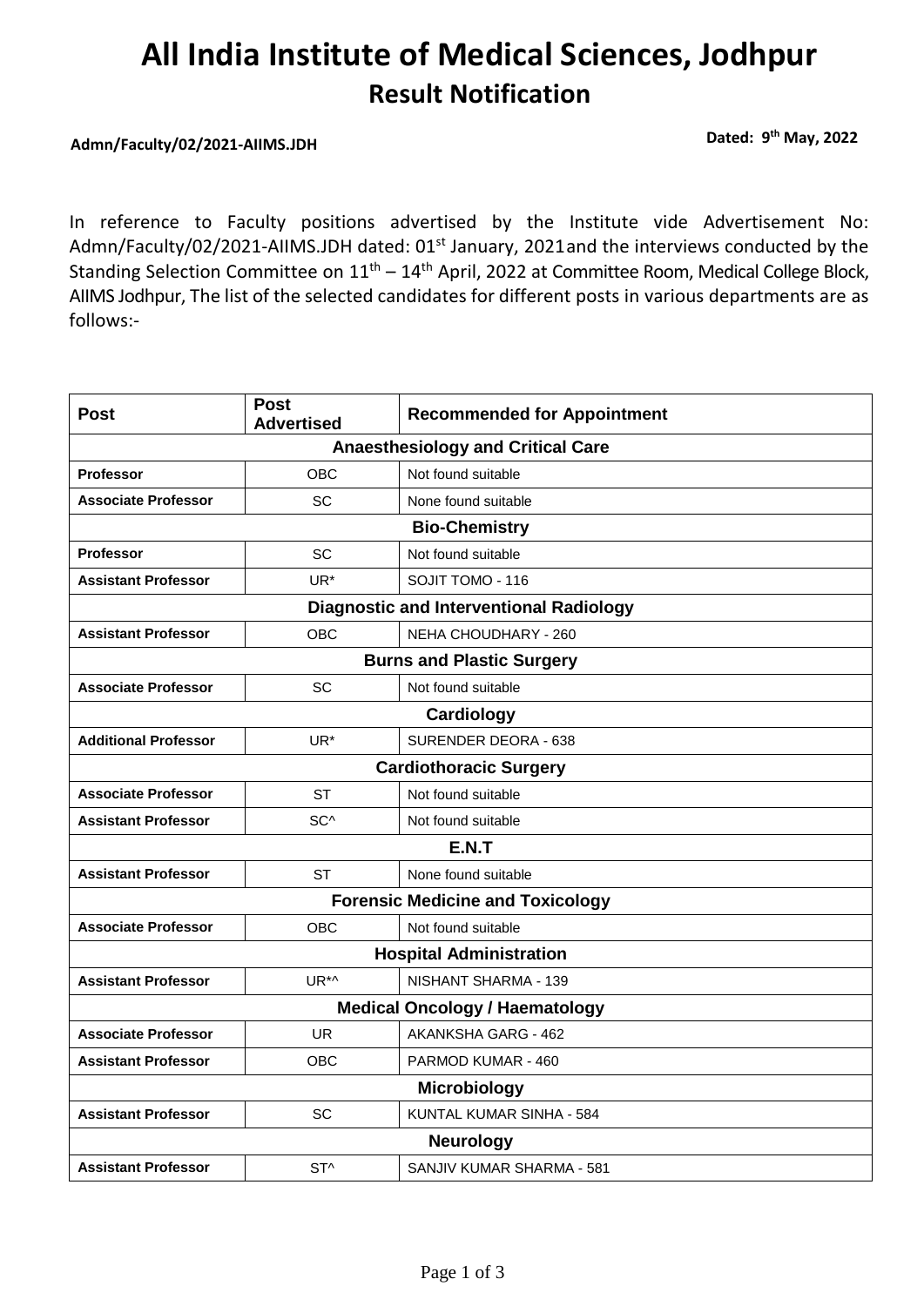# All India Institute of Medical Sciences, Jodhpur

## Result Notification

**Admn/Faculty/02/2021-AIIMS.JDH**

**Dated: 9th May, 2022**

In reference to Faculty positions advertised by the Institute vide Advertisement No: Admn/Faculty/02/2021-AIIMS.JDH dated: 01st January, 2021and the interviews conducted by the Standing Selection Committee on 11th – 14th April, 2022 at Committee Room, Medical College Block, AIIMS Jodhpur, The list of the selected candidates for different posts in various departments are as follows:-

| Post | Post Advertised | Recommended for Appointment |
|---|---|---|
| **Anaesthesiology and Critical Care** | | |
| **Professor** | OBC | Not found suitable |
| **Associate Professor** | SC | None found suitable |
| **Bio-Chemistry** | | |
| **Professor** | SC | Not found suitable |
| **Assistant Professor** | UR* | SOJIT TOMO - 116 |
| **Diagnostic and Interventional Radiology** | | |
| **Assistant Professor** | OBC | NEHA CHOUDHARY - 260 |
| **Burns and Plastic Surgery** | | |
| **Associate Professor** | SC | Not found suitable |
| **Cardiology** | | |
| **Additional Professor** | UR* | SURENDER DEORA - 638 |
| **Cardiothoracic Surgery** | | |
| **Associate Professor** | ST | Not found suitable |
| **Assistant Professor** | SC^ | Not found suitable |
| **E.N.T** | | |
| **Assistant Professor** | ST | None found suitable |
| **Forensic Medicine and Toxicology** | | |
| **Associate Professor** | OBC | Not found suitable |
| **Hospital Administration** | | |
| **Assistant Professor** | UR*^ | NISHANT SHARMA - 139 |
| **Medical Oncology / Haematology** | | |
| **Associate Professor** | UR | AKANKSHA GARG - 462 |
| **Assistant Professor** | OBC | PARMOD KUMAR - 460 |
| **Microbiology** | | |
| **Assistant Professor** | SC | KUNTAL KUMAR SINHA - 584 |
| **Neurology** | | |
| **Assistant Professor** | ST^ | SANJIV KUMAR SHARMA - 581 |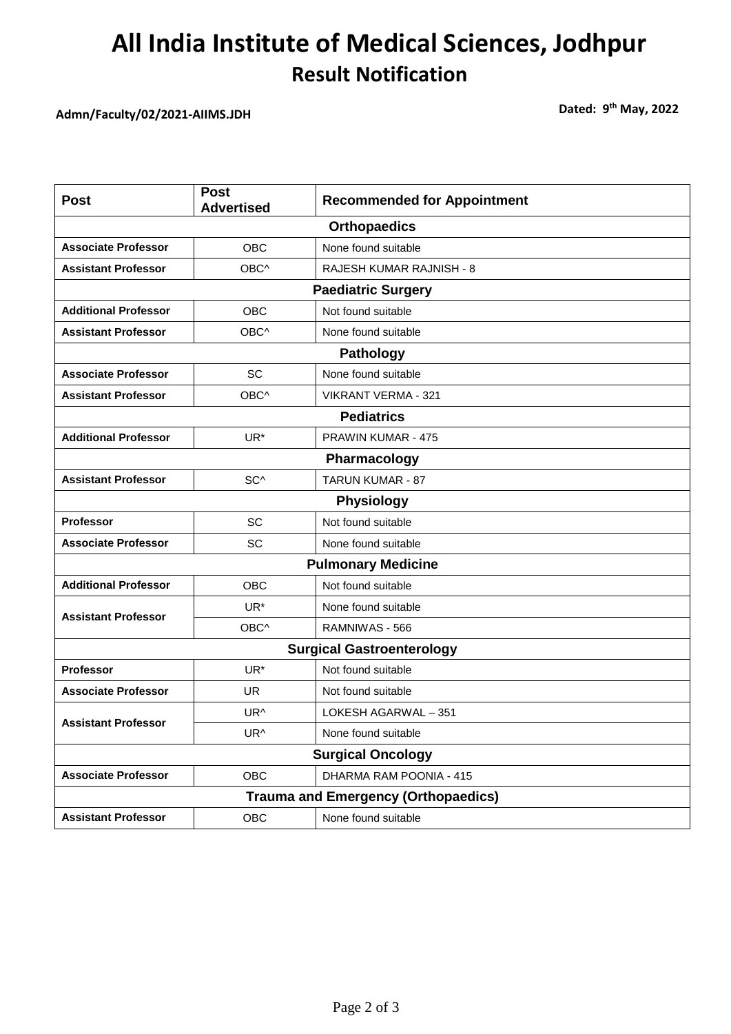# All India Institute of Medical Sciences, Jodhpur

## Result Notification

**Admn/Faculty/02/2021-AIIMS.JDH**

**Dated: 9th May, 2022**

| Post | Post Advertised | Recommended for Appointment |
|---|---|---|
| **Orthopaedics** | | |
| **Associate Professor** | OBC | None found suitable |
| **Assistant Professor** | OBC^ | RAJESH KUMAR RAJNISH - 8 |
| **Paediatric Surgery** | | |
| **Additional Professor** | OBC | Not found suitable |
| **Assistant Professor** | OBC^ | None found suitable |
| **Pathology** | | |
| **Associate Professor** | SC | None found suitable |
| **Assistant Professor** | OBC^ | VIKRANT VERMA - 321 |
| **Pediatrics** | | |
| **Additional Professor** | UR* | PRAWIN KUMAR - 475 |
| **Pharmacology** | | |
| **Assistant Professor** | SC^ | TARUN KUMAR - 87 |
| **Physiology** | | |
| **Professor** | SC | Not found suitable |
| **Associate Professor** | SC | None found suitable |
| **Pulmonary Medicine** | | |
| **Additional Professor** | OBC | Not found suitable |
| **Assistant Professor** | UR* | None found suitable |
| | OBC^ | RAMNIWAS - 566 |
| **Surgical Gastroenterology** | | |
| **Professor** | UR* | Not found suitable |
| **Associate Professor** | UR | Not found suitable |
| **Assistant Professor** | UR^ | LOKESH AGARWAL – 351 |
| | UR^ | None found suitable |
| **Surgical Oncology** | | |
| **Associate Professor** | OBC | DHARMA RAM POONIA - 415 |
| **Trauma and Emergency (Orthopaedics)** | | |
| **Assistant Professor** | OBC | None found suitable |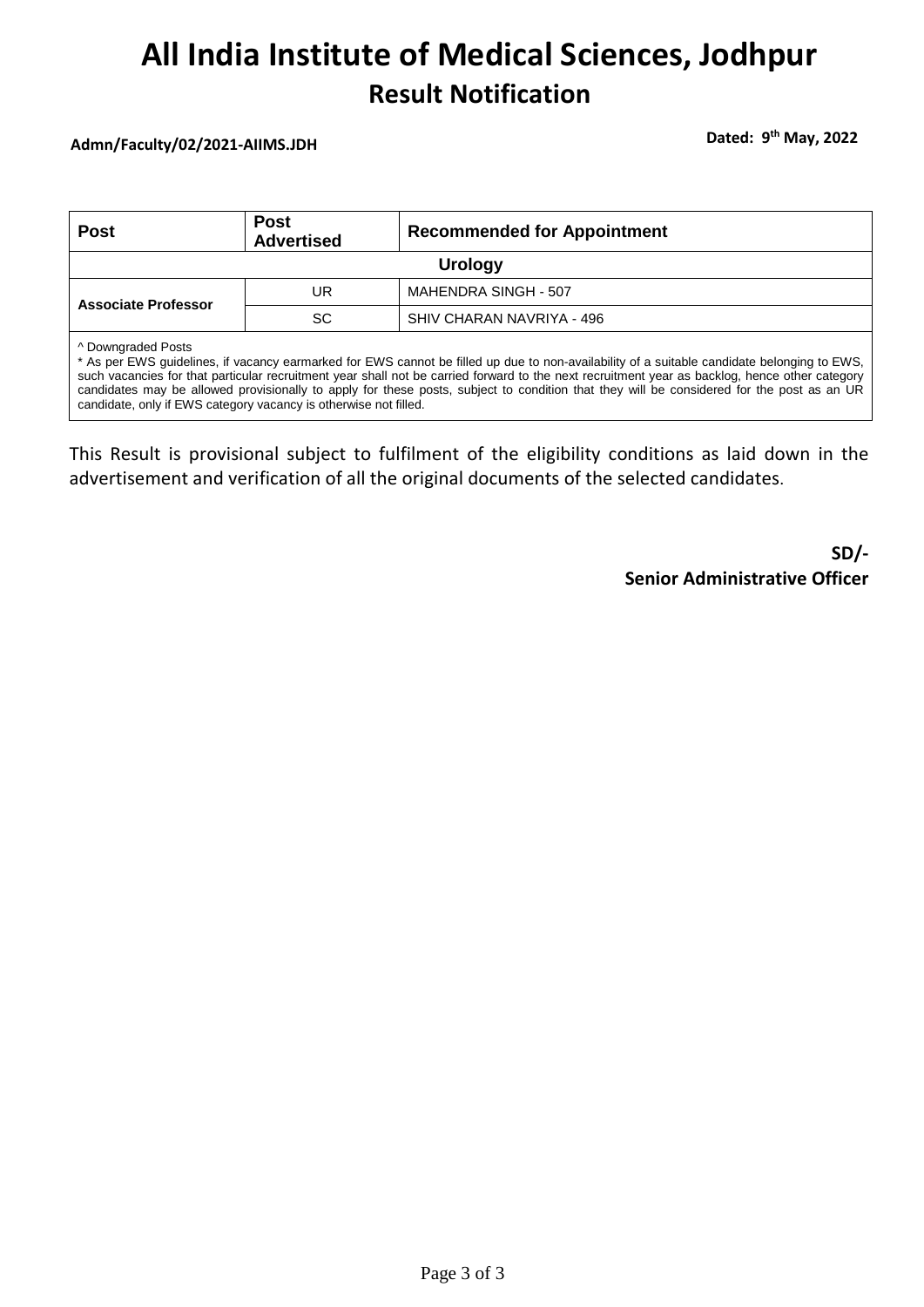# All India Institute of Medical Sciences, Jodhpur

## Result Notification

**Admn/Faculty/02/2021-AIIMS.JDH**

**Dated: 9th May, 2022**

| Post | Post Advertised | Recommended for Appointment |
|---|---|---|
| **Urology** | | |
| **Associate Professor** | UR | MAHENDRA SINGH - 507 |
| | SC | SHIV CHARAN NAVRIYA - 496 |

^ Downgraded Posts

* As per EWS guidelines, if vacancy earmarked for EWS cannot be filled up due to non-availability of a suitable candidate belonging to EWS, such vacancies for that particular recruitment year shall not be carried forward to the next recruitment year as backlog, hence other category candidates may be allowed provisionally to apply for these posts, subject to condition that they will be considered for the post as an UR candidate, only if EWS category vacancy is otherwise not filled.

This Result is provisional subject to fulfilment of the eligibility conditions as laid down in the advertisement and verification of all the original documents of the selected candidates.

**SD/-**
**Senior Administrative Officer**